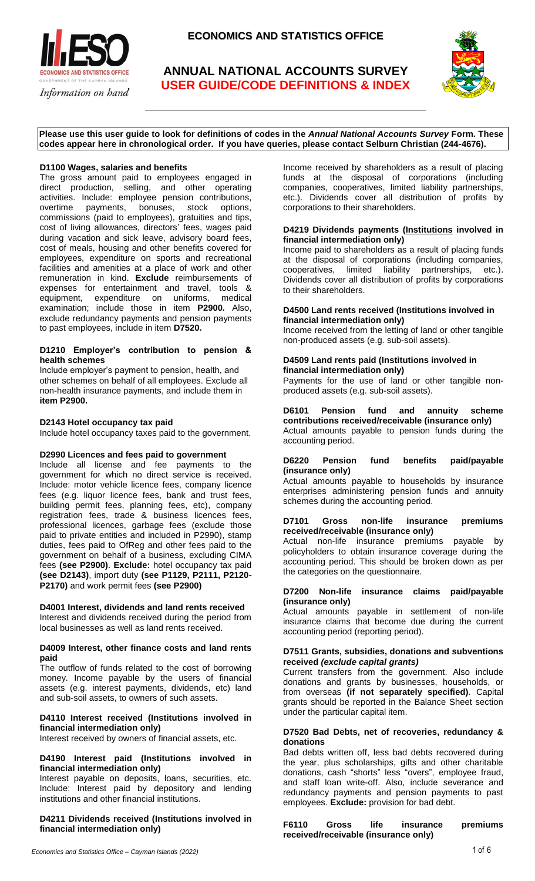# ECONOMICS AND STATISTICS OFFICE

Information on hand

## ANNUAL NATIONAL ACCOUNTS SURVEY

## USER GUIDE/CODE DEFINITIONS & INDEX

**Please use this user guide to look for definitions of codes in the *Annual National Accounts Survey* Form. These codes appear here in chronological order. If you have queries, please contact Selburn Christian (244-4676).**

### D1100 Wages, salaries and benefits

The gross amount paid to employees engaged in direct production, selling, and other operating activities. Include: employee pension contributions, overtime payments, bonuses, stock options, commissions (paid to employees), gratuities and tips, cost of living allowances, directors' fees, wages paid during vacation and sick leave, advisory board fees, cost of meals, housing and other benefits covered for employees, expenditure on sports and recreational facilities and amenities at a place of work and other remuneration in kind. **Exclude** reimbursements of expenses for entertainment and travel, tools & equipment, expenditure on uniforms, medical examination; include those in item **P2900.** Also, exclude redundancy payments and pension payments to past employees, include in item **D7520.**

### D1210 Employer's contribution to pension & health schemes

Include employer's payment to pension, health, and other schemes on behalf of all employees. Exclude all non-health insurance payments, and include them in **item P2900.**

### D2143 Hotel occupancy tax paid

Include hotel occupancy taxes paid to the government.

### D2990 Licences and fees paid to government

Include all license and fee payments to the government for which no direct service is received. Include: motor vehicle licence fees, company licence fees (e.g. liquor licence fees, bank and trust fees, building permit fees, planning fees, etc), company registration fees, trade & business licences fees, professional licences, garbage fees (exclude those paid to private entities and included in P2990), stamp duties, fees paid to OfReg and other fees paid to the government on behalf of a business, excluding CIMA fees **(see P2900)**. **Exclude:** hotel occupancy tax paid **(see D2143)**, import duty **(see P1129, P2111, P2120-P2170)** and work permit fees **(see P2900)**

### D4001 Interest, dividends and land rents received

Interest and dividends received during the period from local businesses as well as land rents received.

### D4009 Interest, other finance costs and land rents paid

The outflow of funds related to the cost of borrowing money. Income payable by the users of financial assets (e.g. interest payments, dividends, etc) land and sub-soil assets, to owners of such assets.

### D4110 Interest received (Institutions involved in financial intermediation only)

Interest received by owners of financial assets, etc.

### D4190 Interest paid (Institutions involved in financial intermediation only)

Interest payable on deposits, loans, securities, etc. Include: Interest paid by depository and lending institutions and other financial institutions.

### D4211 Dividends received (Institutions involved in financial intermediation only)

Income received by shareholders as a result of placing funds at the disposal of corporations (including companies, cooperatives, limited liability partnerships, etc.). Dividends cover all distribution of profits by corporations to their shareholders.

### D4219 Dividends payments (<u>Institutions</u> involved in financial intermediation only)

Income paid to shareholders as a result of placing funds at the disposal of corporations (including companies, cooperatives, limited liability partnerships, etc.). Dividends cover all distribution of profits by corporations to their shareholders.

### D4500 Land rents received (Institutions involved in financial intermediation only)

Income received from the letting of land or other tangible non-produced assets (e.g. sub-soil assets).

### D4509 Land rents paid (Institutions involved in financial intermediation only)

Payments for the use of land or other tangible non-produced assets (e.g. sub-soil assets).

### D6101 Pension fund and annuity scheme contributions received/receivable (insurance only)

Actual amounts payable to pension funds during the accounting period.

### D6220 Pension fund benefits paid/payable (insurance only)

Actual amounts payable to households by insurance enterprises administering pension funds and annuity schemes during the accounting period.

### D7101 Gross non-life insurance premiums received/receivable (insurance only)

Actual non-life insurance premiums payable by policyholders to obtain insurance coverage during the accounting period. This should be broken down as per the categories on the questionnaire.

### D7200 Non-life insurance claims paid/payable (insurance only)

Actual amounts payable in settlement of non-life insurance claims that become due during the current accounting period (reporting period).

### D7511 Grants, subsidies, donations and subventions received *(exclude capital grants)*

Current transfers from the government. Also include donations and grants by businesses, households, or from overseas **(if not separately specified)**. Capital grants should be reported in the Balance Sheet section under the particular capital item.

### D7520 Bad Debts, net of recoveries, redundancy & donations

Bad debts written off, less bad debts recovered during the year, plus scholarships, gifts and other charitable donations, cash "shorts" less "overs", employee fraud, and staff loan write-off. Also, include severance and redundancy payments and pension payments to past employees. **Exclude:** provision for bad debt.

### F6110 Gross life insurance premiums received/receivable (insurance only)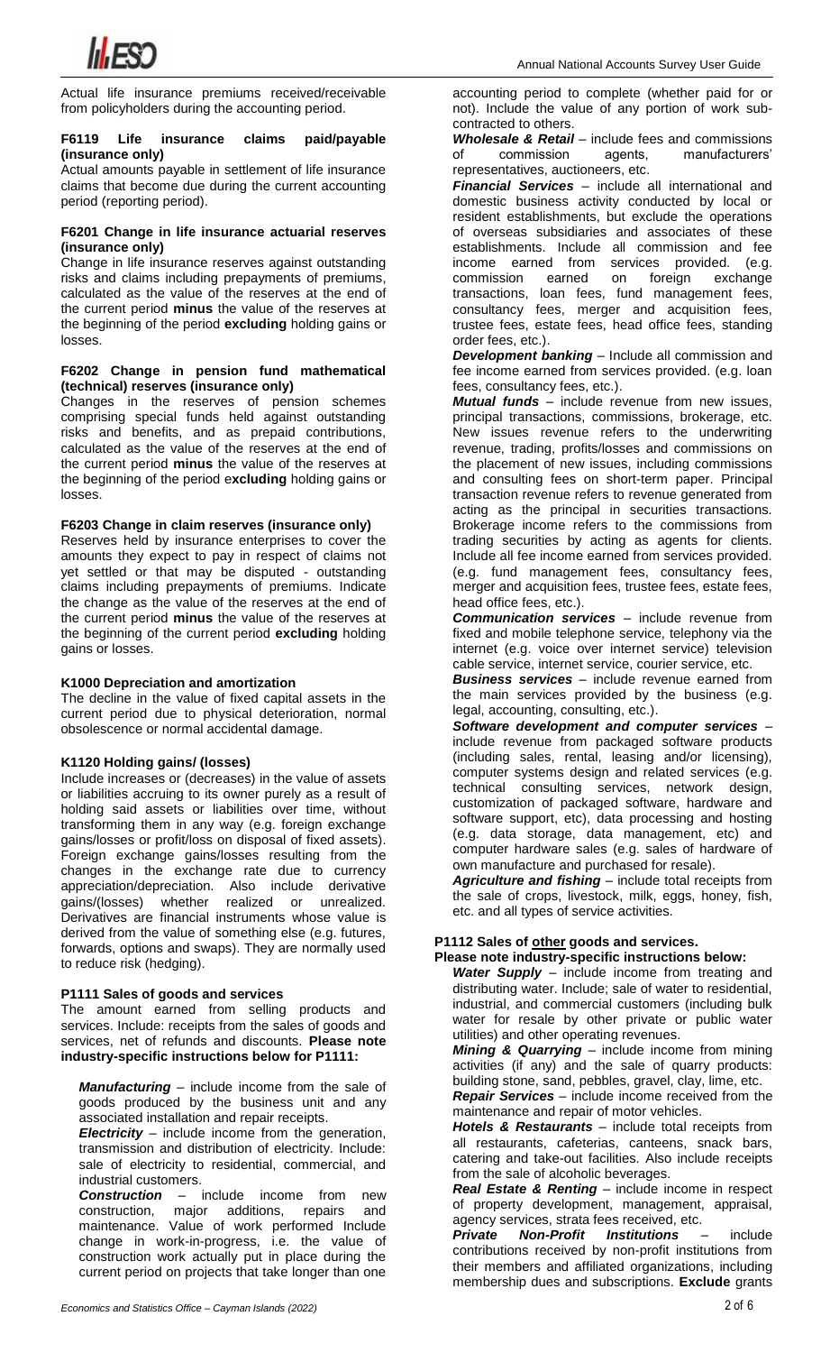Actual life insurance premiums received/receivable from policyholders during the accounting period.

#### F6119 Life insurance claims paid/payable (insurance only)

Actual amounts payable in settlement of life insurance claims that become due during the current accounting period (reporting period).

#### F6201 Change in life insurance actuarial reserves (insurance only)

Change in life insurance reserves against outstanding risks and claims including prepayments of premiums, calculated as the value of the reserves at the end of the current period **minus** the value of the reserves at the beginning of the period **excluding** holding gains or losses.

#### F6202 Change in pension fund mathematical (technical) reserves (insurance only)

Changes in the reserves of pension schemes comprising special funds held against outstanding risks and benefits, and as prepaid contributions, calculated as the value of the reserves at the end of the current period **minus** the value of the reserves at the beginning of the period e**xcluding** holding gains or losses.

#### F6203 Change in claim reserves (insurance only)

Reserves held by insurance enterprises to cover the amounts they expect to pay in respect of claims not yet settled or that may be disputed - outstanding claims including prepayments of premiums. Indicate the change as the value of the reserves at the end of the current period **minus** the value of the reserves at the beginning of the current period **excluding** holding gains or losses.

#### K1000 Depreciation and amortization

The decline in the value of fixed capital assets in the current period due to physical deterioration, normal obsolescence or normal accidental damage.

#### K1120 Holding gains/ (losses)

Include increases or (decreases) in the value of assets or liabilities accruing to its owner purely as a result of holding said assets or liabilities over time, without transforming them in any way (e.g. foreign exchange gains/losses or profit/loss on disposal of fixed assets). Foreign exchange gains/losses resulting from the changes in the exchange rate due to currency appreciation/depreciation. Also include derivative gains/(losses) whether realized or unrealized. Derivatives are financial instruments whose value is derived from the value of something else (e.g. futures, forwards, options and swaps). They are normally used to reduce risk (hedging).

#### P1111 Sales of goods and services

The amount earned from selling products and services. Include: receipts from the sales of goods and services, net of refunds and discounts. **Please note industry-specific instructions below for P1111:**

***Manufacturing*** – include income from the sale of goods produced by the business unit and any associated installation and repair receipts.

***Electricity*** – include income from the generation, transmission and distribution of electricity. Include: sale of electricity to residential, commercial, and industrial customers.

***Construction*** – include income from new construction, major additions, repairs and maintenance. Value of work performed Include change in work-in-progress, i.e. the value of construction work actually put in place during the current period on projects that take longer than one accounting period to complete (whether paid for or not). Include the value of any portion of work sub-contracted to others.

***Wholesale & Retail*** – include fees and commissions of commission agents, manufacturers' representatives, auctioneers, etc.

***Financial Services*** – include all international and domestic business activity conducted by local or resident establishments, but exclude the operations of overseas subsidiaries and associates of these establishments. Include all commission and fee income earned from services provided. (e.g. commission earned on foreign exchange transactions, loan fees, fund management fees, consultancy fees, merger and acquisition fees, trustee fees, estate fees, head office fees, standing order fees, etc.).

***Development banking*** – Include all commission and fee income earned from services provided. (e.g. loan fees, consultancy fees, etc.).

***Mutual funds*** – include revenue from new issues, principal transactions, commissions, brokerage, etc. New issues revenue refers to the underwriting revenue, trading, profits/losses and commissions on the placement of new issues, including commissions and consulting fees on short-term paper. Principal transaction revenue refers to revenue generated from acting as the principal in securities transactions. Brokerage income refers to the commissions from trading securities by acting as agents for clients. Include all fee income earned from services provided. (e.g. fund management fees, consultancy fees, merger and acquisition fees, trustee fees, estate fees, head office fees, etc.).

***Communication services*** – include revenue from fixed and mobile telephone service, telephony via the internet (e.g. voice over internet service) television cable service, internet service, courier service, etc.

***Business services*** – include revenue earned from the main services provided by the business (e.g. legal, accounting, consulting, etc.).

***Software development and computer services*** – include revenue from packaged software products (including sales, rental, leasing and/or licensing), computer systems design and related services (e.g. technical consulting services, network design, customization of packaged software, hardware and software support, etc), data processing and hosting (e.g. data storage, data management, etc) and computer hardware sales (e.g. sales of hardware of own manufacture and purchased for resale).

***Agriculture and fishing*** – include total receipts from the sale of crops, livestock, milk, eggs, honey, fish, etc. and all types of service activities.

#### P1112 Sales of <u>other</u> goods and services.

**Please note industry-specific instructions below:**

***Water Supply*** – include income from treating and distributing water. Include; sale of water to residential, industrial, and commercial customers (including bulk water for resale by other private or public water utilities) and other operating revenues.

***Mining & Quarrying*** – include income from mining activities (if any) and the sale of quarry products: building stone, sand, pebbles, gravel, clay, lime, etc.

***Repair Services*** – include income received from the maintenance and repair of motor vehicles.

***Hotels & Restaurants*** – include total receipts from all restaurants, cafeterias, canteens, snack bars, catering and take-out facilities. Also include receipts from the sale of alcoholic beverages.

***Real Estate & Renting*** – include income in respect of property development, management, appraisal, agency services, strata fees received, etc.

***Private Non-Profit Institutions*** – include contributions received by non-profit institutions from their members and affiliated organizations, including membership dues and subscriptions. **Exclude** grants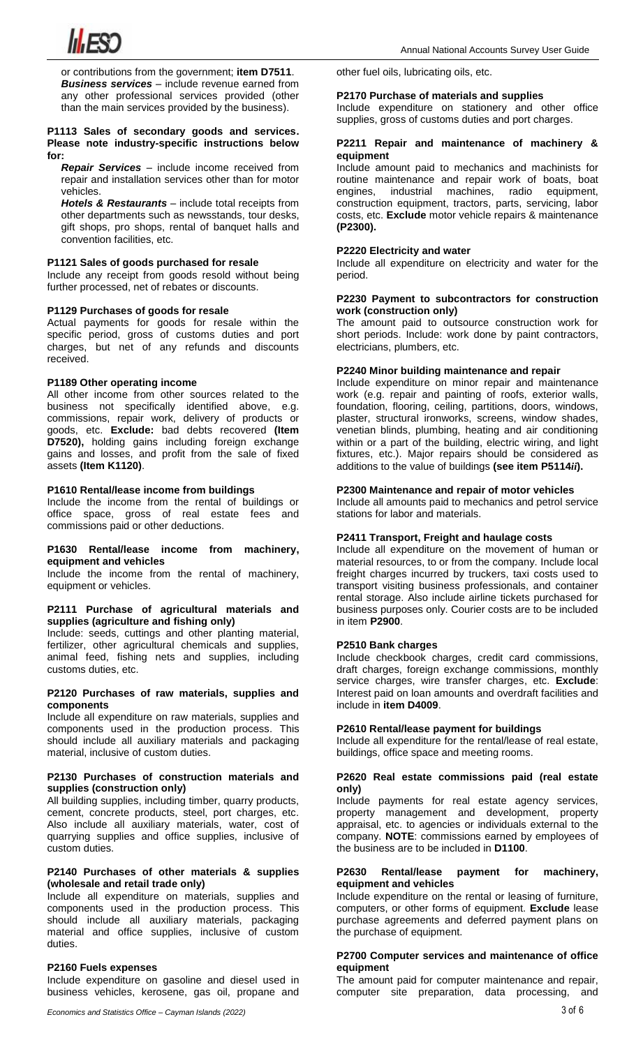or contributions from the government; **item D7511**.

***Business services*** – include revenue earned from any other professional services provided (other than the main services provided by the business).

**P1113 Sales of secondary goods and services. Please note industry-specific instructions below for:**

***Repair Services*** – include income received from repair and installation services other than for motor vehicles.

***Hotels & Restaurants*** – include total receipts from other departments such as newsstands, tour desks, gift shops, pro shops, rental of banquet halls and convention facilities, etc.

**P1121 Sales of goods purchased for resale**

Include any receipt from goods resold without being further processed, net of rebates or discounts.

**P1129 Purchases of goods for resale**

Actual payments for goods for resale within the specific period, gross of customs duties and port charges, but net of any refunds and discounts received.

**P1189 Other operating income**

All other income from other sources related to the business not specifically identified above, e.g. commissions, repair work, delivery of products or goods, etc. **Exclude:** bad debts recovered **(Item D7520),** holding gains including foreign exchange gains and losses, and profit from the sale of fixed assets **(Item K1120)**.

**P1610 Rental/lease income from buildings**

Include the income from the rental of buildings or office space, gross of real estate fees and commissions paid or other deductions.

**P1630 Rental/lease income from machinery, equipment and vehicles**

Include the income from the rental of machinery, equipment or vehicles.

**P2111 Purchase of agricultural materials and supplies (agriculture and fishing only)**

Include: seeds, cuttings and other planting material, fertilizer, other agricultural chemicals and supplies, animal feed, fishing nets and supplies, including customs duties, etc.

**P2120 Purchases of raw materials, supplies and components**

Include all expenditure on raw materials, supplies and components used in the production process. This should include all auxiliary materials and packaging material, inclusive of custom duties.

**P2130 Purchases of construction materials and supplies (construction only)**

All building supplies, including timber, quarry products, cement, concrete products, steel, port charges, etc. Also include all auxiliary materials, water, cost of quarrying supplies and office supplies, inclusive of custom duties.

**P2140 Purchases of other materials & supplies (wholesale and retail trade only)**

Include all expenditure on materials, supplies and components used in the production process. This should include all auxiliary materials, packaging material and office supplies, inclusive of custom duties.

**P2160 Fuels expenses**

Include expenditure on gasoline and diesel used in business vehicles, kerosene, gas oil, propane and other fuel oils, lubricating oils, etc.

**P2170 Purchase of materials and supplies**

Include expenditure on stationery and other office supplies, gross of customs duties and port charges.

**P2211 Repair and maintenance of machinery & equipment**

Include amount paid to mechanics and machinists for routine maintenance and repair work of boats, boat engines, industrial machines, radio equipment, construction equipment, tractors, parts, servicing, labor costs, etc. **Exclude** motor vehicle repairs & maintenance **(P2300).**

**P2220 Electricity and water**

Include all expenditure on electricity and water for the period.

**P2230 Payment to subcontractors for construction work (construction only)**

The amount paid to outsource construction work for short periods. Include: work done by paint contractors, electricians, plumbers, etc.

**P2240 Minor building maintenance and repair**

Include expenditure on minor repair and maintenance work (e.g. repair and painting of roofs, exterior walls, foundation, flooring, ceiling, partitions, doors, windows, plaster, structural ironworks, screens, window shades, venetian blinds, plumbing, heating and air conditioning within or a part of the building, electric wiring, and light fixtures, etc.). Major repairs should be considered as additions to the value of buildings **(see item P5114*ii*).**

**P2300 Maintenance and repair of motor vehicles**

Include all amounts paid to mechanics and petrol service stations for labor and materials.

**P2411 Transport, Freight and haulage costs**

Include all expenditure on the movement of human or material resources, to or from the company. Include local freight charges incurred by truckers, taxi costs used to transport visiting business professionals, and container rental storage. Also include airline tickets purchased for business purposes only. Courier costs are to be included in item **P2900**.

**P2510 Bank charges**

Include checkbook charges, credit card commissions, draft charges, foreign exchange commissions, monthly service charges, wire transfer charges, etc. **Exclude**: Interest paid on loan amounts and overdraft facilities and include in **item D4009**.

**P2610 Rental/lease payment for buildings**

Include all expenditure for the rental/lease of real estate, buildings, office space and meeting rooms.

**P2620 Real estate commissions paid (real estate only)**

Include payments for real estate agency services, property management and development, property appraisal, etc. to agencies or individuals external to the company. **NOTE**: commissions earned by employees of the business are to be included in **D1100**.

**P2630 Rental/lease payment for machinery, equipment and vehicles**

Include expenditure on the rental or leasing of furniture, computers, or other forms of equipment. **Exclude** lease purchase agreements and deferred payment plans on the purchase of equipment.

**P2700 Computer services and maintenance of office equipment**

The amount paid for computer maintenance and repair, computer site preparation, data processing, and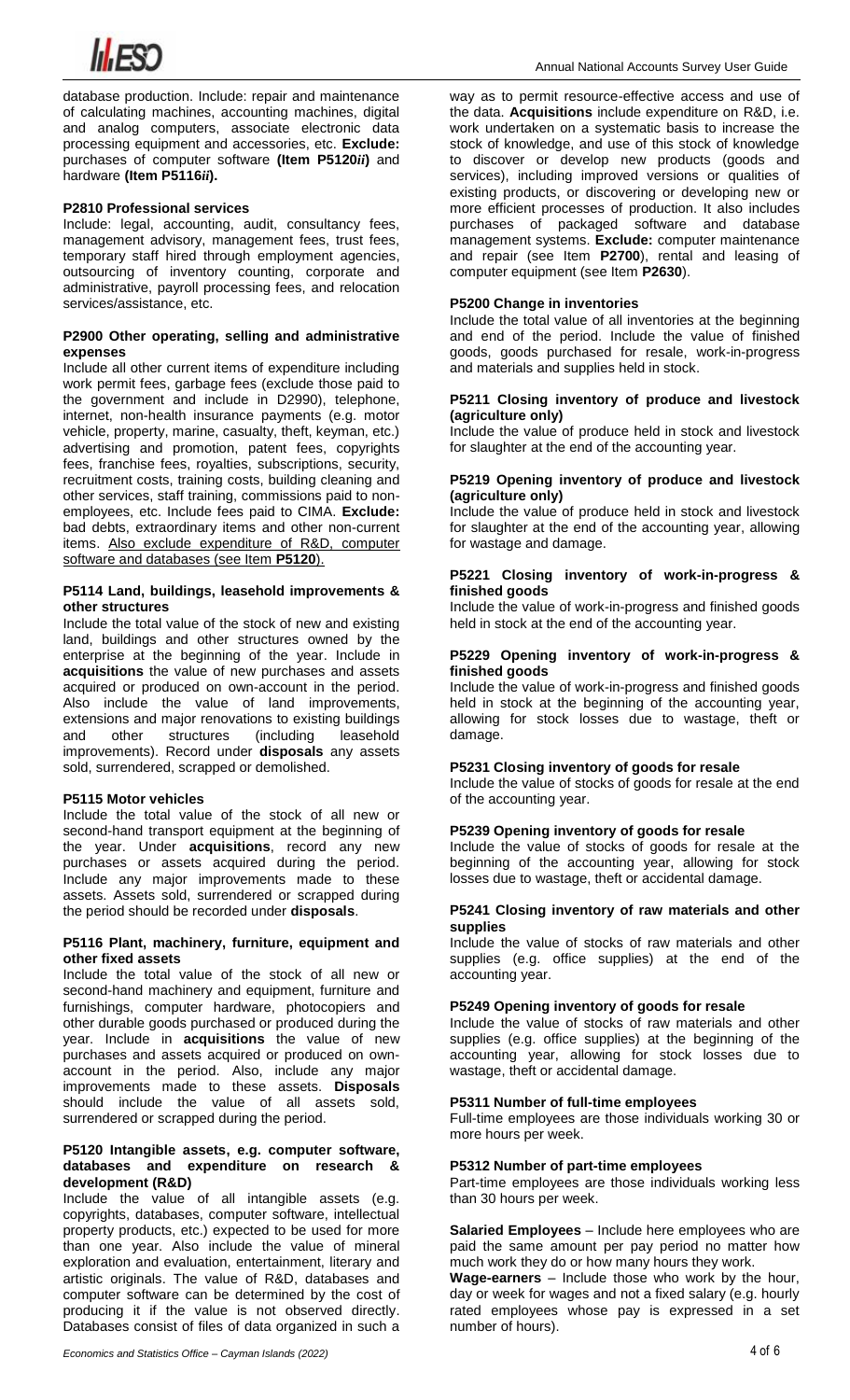database production. Include: repair and maintenance of calculating machines, accounting machines, digital and analog computers, associate electronic data processing equipment and accessories, etc. **Exclude:** purchases of computer software **(Item P5120*ii*)** and hardware **(Item P5116*ii*).**

#### P2810 Professional services

Include: legal, accounting, audit, consultancy fees, management advisory, management fees, trust fees, temporary staff hired through employment agencies, outsourcing of inventory counting, corporate and administrative, payroll processing fees, and relocation services/assistance, etc.

#### P2900 Other operating, selling and administrative expenses

Include all other current items of expenditure including work permit fees, garbage fees (exclude those paid to the government and include in D2990), telephone, internet, non-health insurance payments (e.g. motor vehicle, property, marine, casualty, theft, keyman, etc.) advertising and promotion, patent fees, copyrights fees, franchise fees, royalties, subscriptions, security, recruitment costs, training costs, building cleaning and other services, staff training, commissions paid to non-employees, etc. Include fees paid to CIMA. **Exclude:** bad debts, extraordinary items and other non-current items. Also exclude expenditure of R&D, computer software and databases (see Item **P5120**).

#### P5114 Land, buildings, leasehold improvements & other structures

Include the total value of the stock of new and existing land, buildings and other structures owned by the enterprise at the beginning of the year. Include in **acquisitions** the value of new purchases and assets acquired or produced on own-account in the period. Also include the value of land improvements, extensions and major renovations to existing buildings and other structures (including leasehold improvements). Record under **disposals** any assets sold, surrendered, scrapped or demolished.

#### P5115 Motor vehicles

Include the total value of the stock of all new or second-hand transport equipment at the beginning of the year. Under **acquisitions**, record any new purchases or assets acquired during the period. Include any major improvements made to these assets. Assets sold, surrendered or scrapped during the period should be recorded under **disposals**.

#### P5116 Plant, machinery, furniture, equipment and other fixed assets

Include the total value of the stock of all new or second-hand machinery and equipment, furniture and furnishings, computer hardware, photocopiers and other durable goods purchased or produced during the year. Include in **acquisitions** the value of new purchases and assets acquired or produced on own-account in the period. Also, include any major improvements made to these assets. **Disposals** should include the value of all assets sold, surrendered or scrapped during the period.

#### P5120 Intangible assets, e.g. computer software, databases and expenditure on research & development (R&D)

Include the value of all intangible assets (e.g. copyrights, databases, computer software, intellectual property products, etc.) expected to be used for more than one year. Also include the value of mineral exploration and evaluation, entertainment, literary and artistic originals. The value of R&D, databases and computer software can be determined by the cost of producing it if the value is not observed directly. Databases consist of files of data organized in such a way as to permit resource-effective access and use of the data. **Acquisitions** include expenditure on R&D, i.e. work undertaken on a systematic basis to increase the stock of knowledge, and use of this stock of knowledge to discover or develop new products (goods and services), including improved versions or qualities of existing products, or discovering or developing new or more efficient processes of production. It also includes purchases of packaged software and database management systems. **Exclude:** computer maintenance and repair (see Item **P2700**), rental and leasing of computer equipment (see Item **P2630**).

#### P5200 Change in inventories

Include the total value of all inventories at the beginning and end of the period. Include the value of finished goods, goods purchased for resale, work-in-progress and materials and supplies held in stock.

#### P5211 Closing inventory of produce and livestock (agriculture only)

Include the value of produce held in stock and livestock for slaughter at the end of the accounting year.

#### P5219 Opening inventory of produce and livestock (agriculture only)

Include the value of produce held in stock and livestock for slaughter at the end of the accounting year, allowing for wastage and damage.

#### P5221 Closing inventory of work-in-progress & finished goods

Include the value of work-in-progress and finished goods held in stock at the end of the accounting year.

#### P5229 Opening inventory of work-in-progress & finished goods

Include the value of work-in-progress and finished goods held in stock at the beginning of the accounting year, allowing for stock losses due to wastage, theft or damage.

#### P5231 Closing inventory of goods for resale

Include the value of stocks of goods for resale at the end of the accounting year.

#### P5239 Opening inventory of goods for resale

Include the value of stocks of goods for resale at the beginning of the accounting year, allowing for stock losses due to wastage, theft or accidental damage.

#### P5241 Closing inventory of raw materials and other supplies

Include the value of stocks of raw materials and other supplies (e.g. office supplies) at the end of the accounting year.

#### P5249 Opening inventory of goods for resale

Include the value of stocks of raw materials and other supplies (e.g. office supplies) at the beginning of the accounting year, allowing for stock losses due to wastage, theft or accidental damage.

#### P5311 Number of full-time employees

Full-time employees are those individuals working 30 or more hours per week.

#### P5312 Number of part-time employees

Part-time employees are those individuals working less than 30 hours per week.

**Salaried Employees** – Include here employees who are paid the same amount per pay period no matter how much work they do or how many hours they work.

**Wage-earners** – Include those who work by the hour, day or week for wages and not a fixed salary (e.g. hourly rated employees whose pay is expressed in a set number of hours).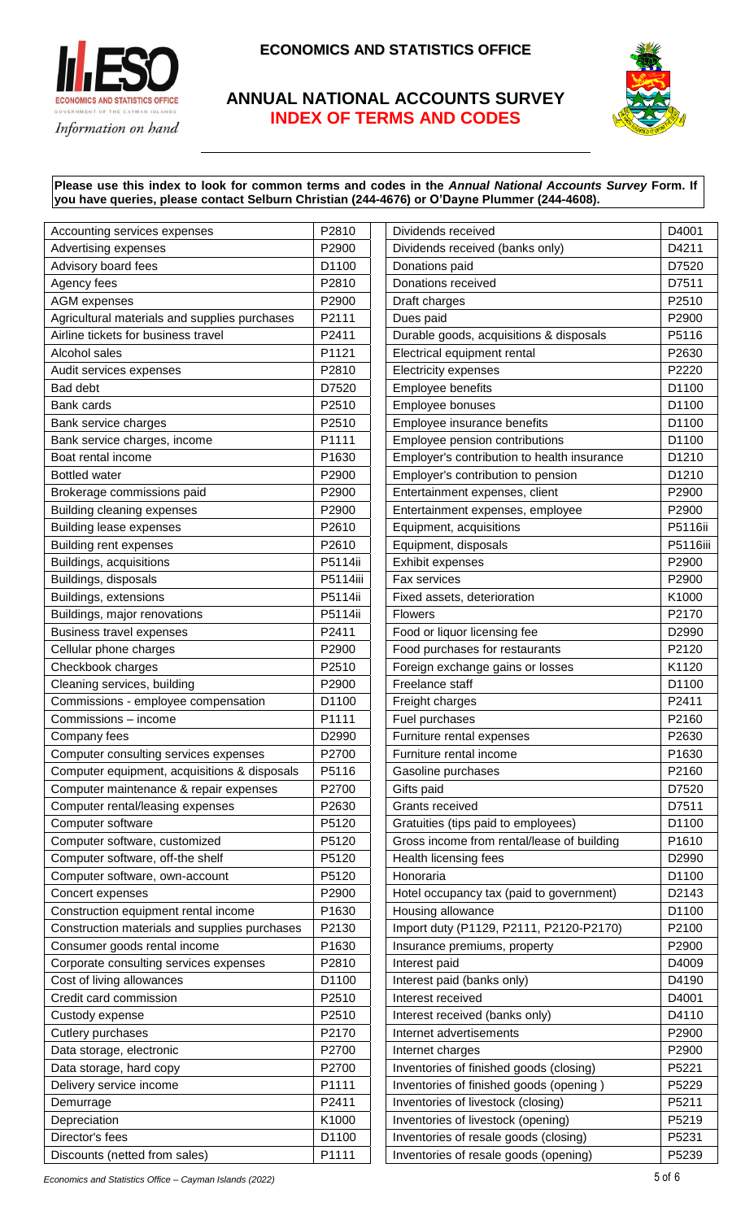# ECONOMICS AND STATISTICS OFFICE

## ANNUAL NATIONAL ACCOUNTS SURVEY

## INDEX OF TERMS AND CODES

**Please use this index to look for common terms and codes in the *Annual National Accounts Survey* Form. If you have queries, please contact Selburn Christian (244-4676) or O'Dayne Plummer (244-4608).**

| Term | Code |
|---|---|
| Accounting services expenses | P2810 |
| Advertising expenses | P2900 |
| Advisory board fees | D1100 |
| Agency fees | P2810 |
| AGM expenses | P2900 |
| Agricultural materials and supplies purchases | P2111 |
| Airline tickets for business travel | P2411 |
| Alcohol sales | P1121 |
| Audit services expenses | P2810 |
| Bad debt | D7520 |
| Bank cards | P2510 |
| Bank service charges | P2510 |
| Bank service charges, income | P1111 |
| Boat rental income | P1630 |
| Bottled water | P2900 |
| Brokerage commissions paid | P2900 |
| Building cleaning expenses | P2900 |
| Building lease expenses | P2610 |
| Building rent expenses | P2610 |
| Buildings, acquisitions | P5114ii |
| Buildings, disposals | P5114iii |
| Buildings, extensions | P5114ii |
| Buildings, major renovations | P5114ii |
| Business travel expenses | P2411 |
| Cellular phone charges | P2900 |
| Checkbook charges | P2510 |
| Cleaning services, building | P2900 |
| Commissions - employee compensation | D1100 |
| Commissions – income | P1111 |
| Company fees | D2990 |
| Computer consulting services expenses | P2700 |
| Computer equipment, acquisitions & disposals | P5116 |
| Computer maintenance & repair expenses | P2700 |
| Computer rental/leasing expenses | P2630 |
| Computer software | P5120 |
| Computer software, customized | P5120 |
| Computer software, off-the shelf | P5120 |
| Computer software, own-account | P5120 |
| Concert expenses | P2900 |
| Construction equipment rental income | P1630 |
| Construction materials and supplies purchases | P2130 |
| Consumer goods rental income | P1630 |
| Corporate consulting services expenses | P2810 |
| Cost of living allowances | D1100 |
| Credit card commission | P2510 |
| Custody expense | P2510 |
| Cutlery purchases | P2170 |
| Data storage, electronic | P2700 |
| Data storage, hard copy | P2700 |
| Delivery service income | P1111 |
| Demurrage | P2411 |
| Depreciation | K1000 |
| Director's fees | D1100 |
| Discounts (netted from sales) | P1111 |
| Dividends received | D4001 |
| Dividends received (banks only) | D4211 |
| Donations paid | D7520 |
| Donations received | D7511 |
| Draft charges | P2510 |
| Dues paid | P2900 |
| Durable goods, acquisitions & disposals | P5116 |
| Electrical equipment rental | P2630 |
| Electricity expenses | P2220 |
| Employee benefits | D1100 |
| Employee bonuses | D1100 |
| Employee insurance benefits | D1100 |
| Employee pension contributions | D1100 |
| Employer's contribution to health insurance | D1210 |
| Employer's contribution to pension | D1210 |
| Entertainment expenses, client | P2900 |
| Entertainment expenses, employee | P2900 |
| Equipment, acquisitions | P5116ii |
| Equipment, disposals | P5116iii |
| Exhibit expenses | P2900 |
| Fax services | P2900 |
| Fixed assets, deterioration | K1000 |
| Flowers | P2170 |
| Food or liquor licensing fee | D2990 |
| Food purchases for restaurants | P2120 |
| Foreign exchange gains or losses | K1120 |
| Freelance staff | D1100 |
| Freight charges | P2411 |
| Fuel purchases | P2160 |
| Furniture rental expenses | P2630 |
| Furniture rental income | P1630 |
| Gasoline purchases | P2160 |
| Gifts paid | D7520 |
| Grants received | D7511 |
| Gratuities (tips paid to employees) | D1100 |
| Gross income from rental/lease of building | P1610 |
| Health licensing fees | D2990 |
| Honoraria | D1100 |
| Hotel occupancy tax (paid to government) | D2143 |
| Housing allowance | D1100 |
| Import duty (P1129, P2111, P2120-P2170) | P2100 |
| Insurance premiums, property | P2900 |
| Interest paid | D4009 |
| Interest paid (banks only) | D4190 |
| Interest received | D4001 |
| Interest received (banks only) | D4110 |
| Internet advertisements | P2900 |
| Internet charges | P2900 |
| Inventories of finished goods (closing) | P5221 |
| Inventories of finished goods (opening ) | P5229 |
| Inventories of livestock (closing) | P5211 |
| Inventories of livestock (opening) | P5219 |
| Inventories of resale goods (closing) | P5231 |
| Inventories of resale goods (opening) | P5239 |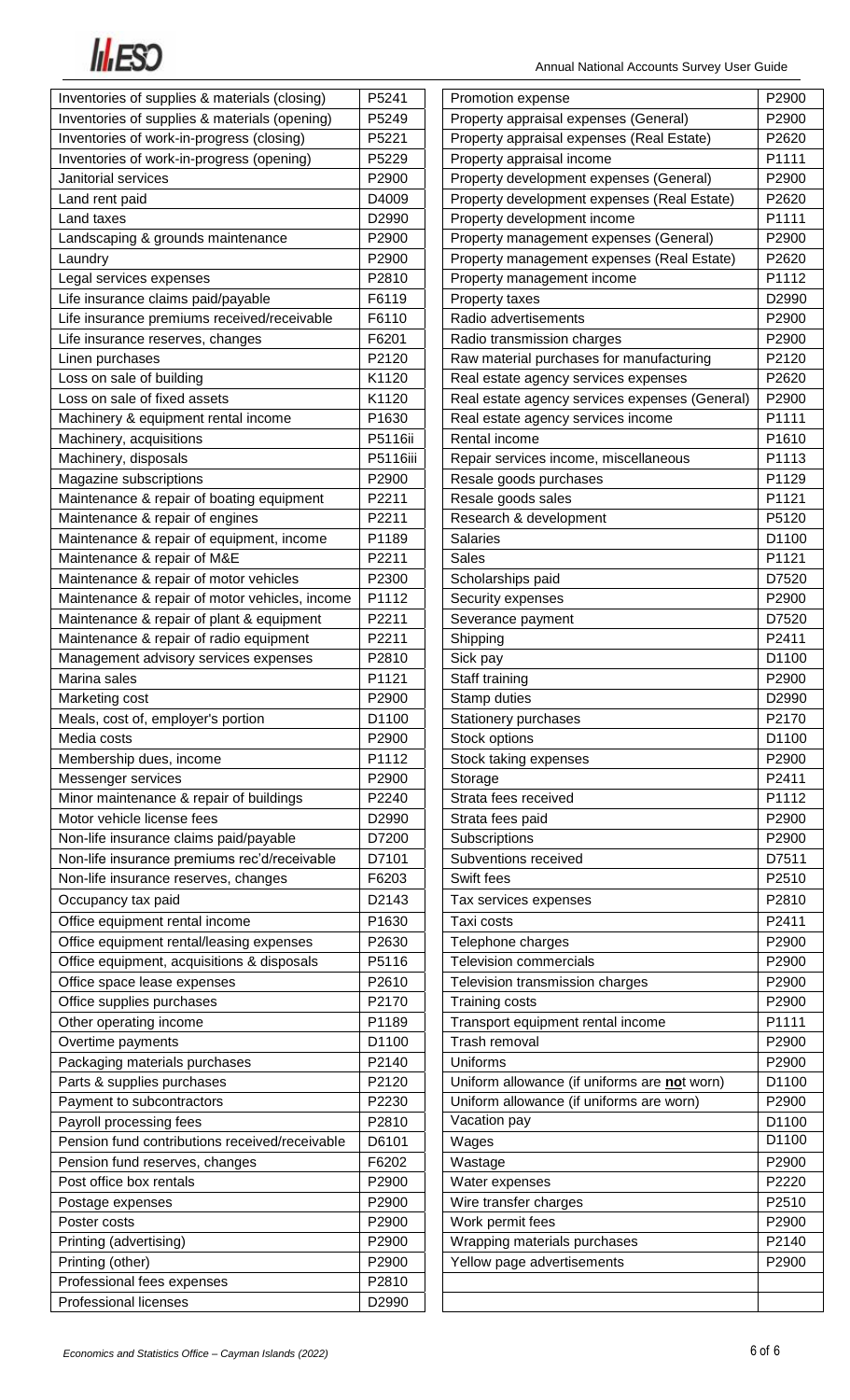| | |
|---|---|
| Inventories of supplies & materials (closing) | P5241 |
| Inventories of supplies & materials (opening) | P5249 |
| Inventories of work-in-progress (closing) | P5221 |
| Inventories of work-in-progress (opening) | P5229 |
| Janitorial services | P2900 |
| Land rent paid | D4009 |
| Land taxes | D2990 |
| Landscaping & grounds maintenance | P2900 |
| Laundry | P2900 |
| Legal services expenses | P2810 |
| Life insurance claims paid/payable | F6119 |
| Life insurance premiums received/receivable | F6110 |
| Life insurance reserves, changes | F6201 |
| Linen purchases | P2120 |
| Loss on sale of building | K1120 |
| Loss on sale of fixed assets | K1120 |
| Machinery & equipment rental income | P1630 |
| Machinery, acquisitions | P5116ii |
| Machinery, disposals | P5116iii |
| Magazine subscriptions | P2900 |
| Maintenance & repair of boating equipment | P2211 |
| Maintenance & repair of engines | P2211 |
| Maintenance & repair of equipment, income | P1189 |
| Maintenance & repair of M&E | P2211 |
| Maintenance & repair of motor vehicles | P2300 |
| Maintenance & repair of motor vehicles, income | P1112 |
| Maintenance & repair of plant & equipment | P2211 |
| Maintenance & repair of radio equipment | P2211 |
| Management advisory services expenses | P2810 |
| Marina sales | P1121 |
| Marketing cost | P2900 |
| Meals, cost of, employer's portion | D1100 |
| Media costs | P2900 |
| Membership dues, income | P1112 |
| Messenger services | P2900 |
| Minor maintenance & repair of buildings | P2240 |
| Motor vehicle license fees | D2990 |
| Non-life insurance claims paid/payable | D7200 |
| Non-life insurance premiums rec'd/receivable | D7101 |
| Non-life insurance reserves, changes | F6203 |
| Occupancy tax paid | D2143 |
| Office equipment rental income | P1630 |
| Office equipment rental/leasing expenses | P2630 |
| Office equipment, acquisitions & disposals | P5116 |
| Office space lease expenses | P2610 |
| Office supplies purchases | P2170 |
| Other operating income | P1189 |
| Overtime payments | D1100 |
| Packaging materials purchases | P2140 |
| Parts & supplies purchases | P2120 |
| Payment to subcontractors | P2230 |
| Payroll processing fees | P2810 |
| Pension fund contributions received/receivable | D6101 |
| Pension fund reserves, changes | F6202 |
| Post office box rentals | P2900 |
| Postage expenses | P2900 |
| Poster costs | P2900 |
| Printing (advertising) | P2900 |
| Printing (other) | P2900 |
| Professional fees expenses | P2810 |
| Professional licenses | D2990 |

| | |
|---|---|
| Promotion expense | P2900 |
| Property appraisal expenses (General) | P2900 |
| Property appraisal expenses (Real Estate) | P2620 |
| Property appraisal income | P1111 |
| Property development expenses (General) | P2900 |
| Property development expenses (Real Estate) | P2620 |
| Property development income | P1111 |
| Property management expenses (General) | P2900 |
| Property management expenses (Real Estate) | P2620 |
| Property management income | P1112 |
| Property taxes | D2990 |
| Radio advertisements | P2900 |
| Radio transmission charges | P2900 |
| Raw material purchases for manufacturing | P2120 |
| Real estate agency services expenses | P2620 |
| Real estate agency services expenses (General) | P2900 |
| Real estate agency services income | P1111 |
| Rental income | P1610 |
| Repair services income, miscellaneous | P1113 |
| Resale goods purchases | P1129 |
| Resale goods sales | P1121 |
| Research & development | P5120 |
| Salaries | D1100 |
| Sales | P1121 |
| Scholarships paid | D7520 |
| Security expenses | P2900 |
| Severance payment | D7520 |
| Shipping | P2411 |
| Sick pay | D1100 |
| Staff training | P2900 |
| Stamp duties | D2990 |
| Stationery purchases | P2170 |
| Stock options | D1100 |
| Stock taking expenses | P2900 |
| Storage | P2411 |
| Strata fees received | P1112 |
| Strata fees paid | P2900 |
| Subscriptions | P2900 |
| Subventions received | D7511 |
| Swift fees | P2510 |
| Tax services expenses | P2810 |
| Taxi costs | P2411 |
| Telephone charges | P2900 |
| Television commercials | P2900 |
| Television transmission charges | P2900 |
| Training costs | P2900 |
| Transport equipment rental income | P1111 |
| Trash removal | P2900 |
| Uniforms | P2900 |
| Uniform allowance (if uniforms are **no**t worn) | D1100 |
| Uniform allowance (if uniforms are worn) | P2900 |
| Vacation pay | D1100 |
| Wages | D1100 |
| Wastage | P2900 |
| Water expenses | P2220 |
| Wire transfer charges | P2510 |
| Work permit fees | P2900 |
| Wrapping materials purchases | P2140 |
| Yellow page advertisements | P2900 |